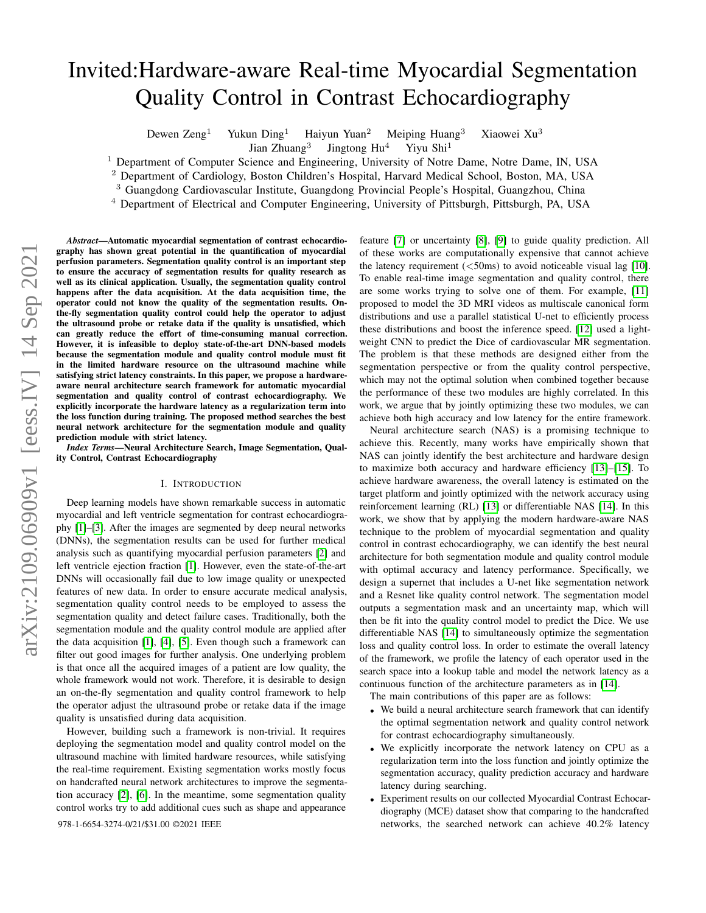# Invited:Hardware-aware Real-time Myocardial Segmentation Quality Control in Contrast Echocardiography

Dewen Zeng[1] Yukun Ding[1] Haiyun Yuan[2] Meiping Huang[3] Xiaowei Xu[3]
Jian Zhuang[3] Jingtong Hu[4] Yiyu Shi[1]

[1] Department of Computer Science and Engineering, University of Notre Dame, Notre Dame, IN, USA
[2] Department of Cardiology, Boston Children's Hospital, Harvard Medical School, Boston, MA, USA
[3] Guangdong Cardiovascular Institute, Guangdong Provincial People's Hospital, Guangzhou, China
[4] Department of Electrical and Computer Engineering, University of Pittsburgh, Pittsburgh, PA, USA

***Abstract*—Automatic myocardial segmentation of contrast echocardiography has shown great potential in the quantification of myocardial perfusion parameters. Segmentation quality control is an important step to ensure the accuracy of segmentation results for quality research as well as its clinical application. Usually, the segmentation quality control happens after the data acquisition. At the data acquisition time, the operator could not know the quality of the segmentation results. On-the-fly segmentation quality control could help the operator to adjust the ultrasound probe or retake data if the quality is unsatisfied, which can greatly reduce the effort of time-consuming manual correction. However, it is infeasible to deploy state-of-the-art DNN-based models because the segmentation module and quality control module must fit in the limited hardware resource on the ultrasound machine while satisfying strict latency constraints. In this paper, we propose a hardware-aware neural architecture search framework for automatic myocardial segmentation and quality control of contrast echocardiography. We explicitly incorporate the hardware latency as a regularization term into the loss function during training. The proposed method searches the best neural network architecture for the segmentation module and quality prediction module with strict latency.**

***Index Terms*—Neural Architecture Search, Image Segmentation, Quality Control, Contrast Echocardiography**

## I. Introduction

Deep learning models have shown remarkable success in automatic myocardial and left ventricle segmentation for contrast echocardiography [1]–[3]. After the images are segmented by deep neural networks (DNNs), the segmentation results can be used for further medical analysis such as quantifying myocardial perfusion parameters [2] and left ventricle ejection fraction [1]. However, even the state-of-the-art DNNs will occasionally fail due to low image quality or unexpected features of new data. In order to ensure accurate medical analysis, segmentation quality control needs to be employed to assess the segmentation quality and detect failure cases. Traditionally, both the segmentation module and the quality control module are applied after the data acquisition [1], [4], [5]. Even though such a framework can filter out good images for further analysis. One underlying problem is that once all the acquired images of a patient are low quality, the whole framework would not work. Therefore, it is desirable to design an on-the-fly segmentation and quality control framework to help the operator adjust the ultrasound probe or retake data if the image quality is unsatisfied during data acquisition.

However, building such a framework is non-trivial. It requires deploying the segmentation model and quality control model on the ultrasound machine with limited hardware resources, while satisfying the real-time requirement. Existing segmentation works mostly focus on handcrafted neural network architectures to improve the segmentation accuracy [2], [6]. In the meantime, some segmentation quality control works try to add additional cues such as shape and appearance feature [7] or uncertainty [8], [9] to guide quality prediction. All of these works are computationally expensive that cannot achieve the latency requirement (<50ms) to avoid noticeable visual lag [10]. To enable real-time image segmentation and quality control, there are some works trying to solve one of them. For example, [11] proposed to model the 3D MRI videos as multiscale canonical form distributions and use a parallel statistical U-net to efficiently process these distributions and boost the inference speed. [12] used a lightweight CNN to predict the Dice of cardiovascular MR segmentation. The problem is that these methods are designed either from the segmentation perspective or from the quality control perspective, which may not the optimal solution when combined together because the performance of these two modules are highly correlated. In this work, we argue that by jointly optimizing these two modules, we can achieve both high accuracy and low latency for the entire framework.

Neural architecture search (NAS) is a promising technique to achieve this. Recently, many works have empirically shown that NAS can jointly identify the best architecture and hardware design to maximize both accuracy and hardware efficiency [13]–[15]. To achieve hardware awareness, the overall latency is estimated on the target platform and jointly optimized with the network accuracy using reinforcement learning (RL) [13] or differentiable NAS [14]. In this work, we show that by applying the modern hardware-aware NAS technique to the problem of myocardial segmentation and quality control in contrast echocardiography, we can identify the best neural architecture for both segmentation module and quality control module with optimal accuracy and latency performance. Specifically, we design a supernet that includes a U-net like segmentation network and a Resnet like quality control network. The segmentation model outputs a segmentation mask and an uncertainty map, which will then be fit into the quality control model to predict the Dice. We use differentiable NAS [14] to simultaneously optimize the segmentation loss and quality control loss. In order to estimate the overall latency of the framework, we profile the latency of each operator used in the search space into a lookup table and model the network latency as a continuous function of the architecture parameters as in [14].

The main contributions of this paper are as follows:

- We build a neural architecture search framework that can identify the optimal segmentation network and quality control network for contrast echocardiography simultaneously.
- We explicitly incorporate the network latency on CPU as a regularization term into the loss function and jointly optimize the segmentation accuracy, quality prediction accuracy and hardware latency during searching.
- Experiment results on our collected Myocardial Contrast Echocardiography (MCE) dataset show that comparing to the handcrafted networks, the searched network can achieve 40.2% latency

978-1-6654-3274-0/21/$31.00 ©2021 IEEE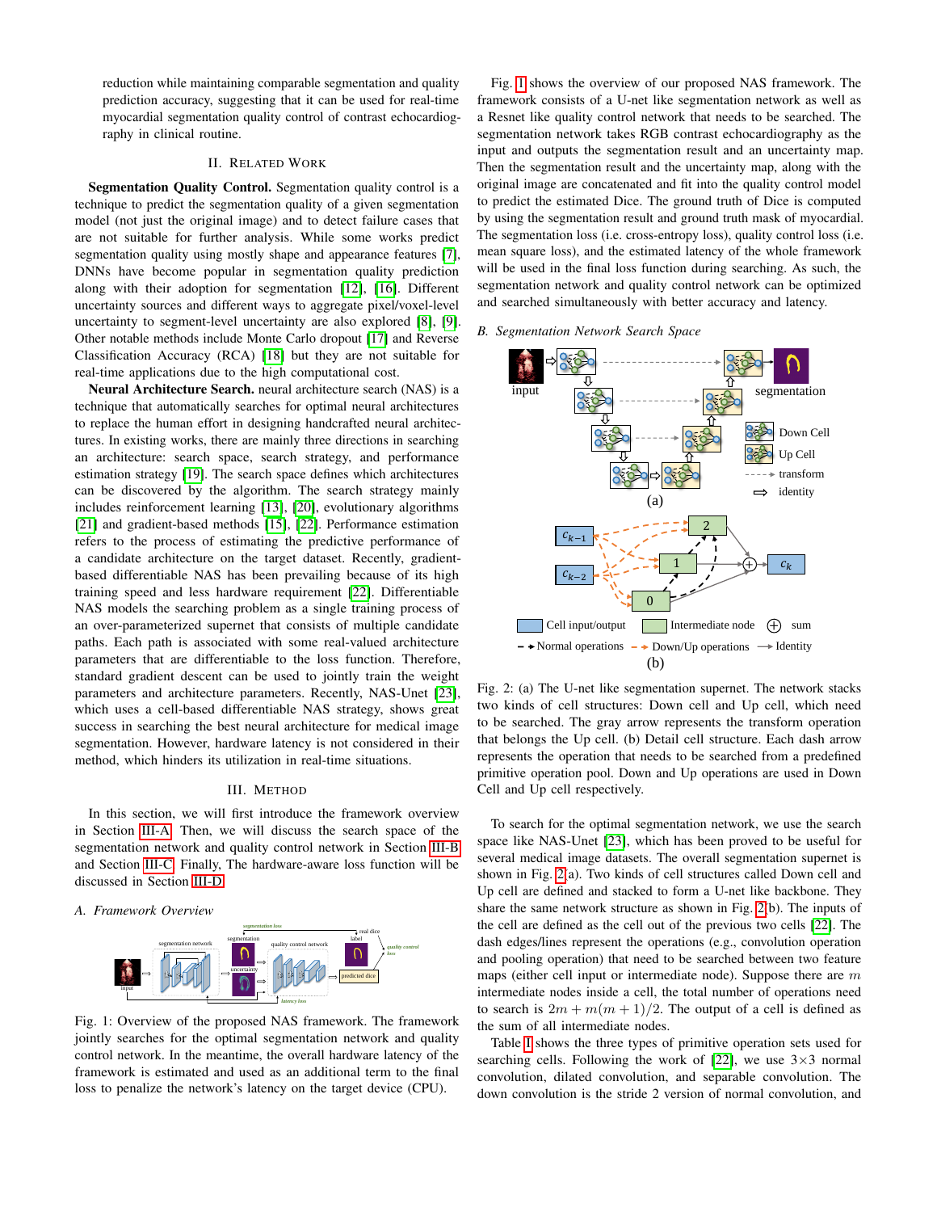reduction while maintaining comparable segmentation and quality prediction accuracy, suggesting that it can be used for real-time myocardial segmentation quality control of contrast echocardiography in clinical routine.

## II. Related Work

**Segmentation Quality Control.** Segmentation quality control is a technique to predict the segmentation quality of a given segmentation model (not just the original image) and to detect failure cases that are not suitable for further analysis. While some works predict segmentation quality using mostly shape and appearance features [7], DNNs have become popular in segmentation quality prediction along with their adoption for segmentation [12], [16]. Different uncertainty sources and different ways to aggregate pixel/voxel-level uncertainty to segment-level uncertainty are also explored [8], [9]. Other notable methods include Monte Carlo dropout [17] and Reverse Classification Accuracy (RCA) [18] but they are not suitable for real-time applications due to the high computational cost.

**Neural Architecture Search.** neural architecture search (NAS) is a technique that automatically searches for optimal neural architectures to replace the human effort in designing handcrafted neural architectures. In existing works, there are mainly three directions in searching an architecture: search space, search strategy, and performance estimation strategy [19]. The search space defines which architectures can be discovered by the algorithm. The search strategy mainly includes reinforcement learning [13], [20], evolutionary algorithms [21] and gradient-based methods [15], [22]. Performance estimation refers to the process of estimating the predictive performance of a candidate architecture on the target dataset. Recently, gradient-based differentiable NAS has been prevailing because of its high training speed and less hardware requirement [22]. Differentiable NAS models the searching problem as a single training process of an over-parameterized supernet that consists of multiple candidate paths. Each path is associated with some real-valued architecture parameters that are differentiable to the loss function. Therefore, standard gradient descent can be used to jointly train the weight parameters and architecture parameters. Recently, NAS-Unet [23], which uses a cell-based differentiable NAS strategy, shows great success in searching the best neural architecture for medical image segmentation. However, hardware latency is not considered in their method, which hinders its utilization in real-time situations.

## III. Method

In this section, we will first introduce the framework overview in Section III-A. Then, we will discuss the search space of the segmentation network and quality control network in Section III-B and Section III-C. Finally, The hardware-aware loss function will be discussed in Section III-D.

### A. Framework Overview

segmentation loss
real dice
segmentation network
segmentation
quality control network
label
quality control loss
input
uncertainty
predicted dice
latency loss

Fig. 1: Overview of the proposed NAS framework. The framework jointly searches for the optimal segmentation network and quality control network. In the meantime, the overall hardware latency of the framework is estimated and used as an additional term to the final loss to penalize the network's latency on the target device (CPU).

Fig. 1 shows the overview of our proposed NAS framework. The framework consists of a U-net like segmentation network as well as a Resnet like quality control network that needs to be searched. The segmentation network takes RGB contrast echocardiography as the input and outputs the segmentation result and an uncertainty map. Then the segmentation result and the uncertainty map, along with the original image are concatenated and fit into the quality control model to predict the estimated Dice. The ground truth of Dice is computed by using the segmentation result and ground truth mask of myocardial. The segmentation loss (i.e. cross-entropy loss), quality control loss (i.e. mean square loss), and the estimated latency of the whole framework will be used in the final loss function during searching. As such, the segmentation network and quality control network can be optimized and searched simultaneously with better accuracy and latency.

### B. Segmentation Network Search Space

input
segmentation
Down Cell
Up Cell
transform
identity
(a)

$c_{k-1}$
$c_{k-2}$
2
1
0
$c_k$
Cell input/output
Intermediate node
sum
Normal operations
Down/Up operations
Identity
(b)

Fig. 2: (a) The U-net like segmentation supernet. The network stacks two kinds of cell structures: Down cell and Up cell, which need to be searched. The gray arrow represents the transform operation that belongs the Up cell. (b) Detail cell structure. Each dash arrow represents the operation that needs to be searched from a predefined primitive operation pool. Down and Up operations are used in Down Cell and Up cell respectively.

To search for the optimal segmentation network, we use the search space like NAS-Unet [23], which has been proved to be useful for several medical image datasets. The overall segmentation supernet is shown in Fig. 2(a). Two kinds of cell structures called Down cell and Up cell are defined and stacked to form a U-net like backbone. They share the same network structure as shown in Fig. 2(b). The inputs of the cell are defined as the cell out of the previous two cells [22]. The dash edges/lines represent the operations (e.g., convolution operation and pooling operation) that need to be searched between two feature maps (either cell input or intermediate node). Suppose there are $m$ intermediate nodes inside a cell, the total number of operations need to search is $2m + m(m+1)/2$. The output of a cell is defined as the sum of all intermediate nodes.

Table I shows the three types of primitive operation sets used for searching cells. Following the work of [22], we use 3×3 normal convolution, dilated convolution, and separable convolution. The down convolution is the stride 2 version of normal convolution, and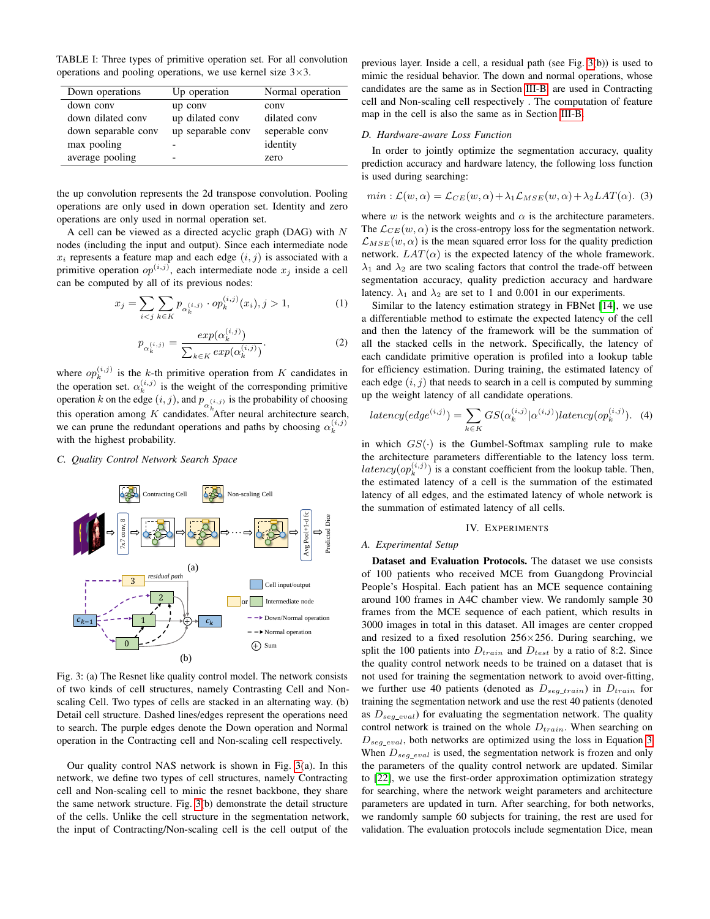TABLE I: Three types of primitive operation set. For all convolution operations and pooling operations, we use kernel size 3×3.

| Down operations | Up operation | Normal operation |
|---|---|---|
| down conv | up conv | conv |
| down dilated conv | up dilated conv | dilated conv |
| down separable conv | up separable conv | seperable conv |
| max pooling | - | identity |
| average pooling | - | zero |

the up convolution represents the 2d transpose convolution. Pooling operations are only used in down operation set. Identity and zero operations are only used in normal operation set.

A cell can be viewed as a directed acyclic graph (DAG) with $N$ nodes (including the input and output). Since each intermediate node $x_i$ represents a feature map and each edge $(i, j)$ is associated with a primitive operation $op^{(i,j)}$, each intermediate node $x_j$ inside a cell can be computed by all of its previous nodes:

$$x_j = \sum_{i<j} \sum_{k \in K} p_{\alpha_k^{(i,j)}} \cdot op_k^{(i,j)}(x_i), j > 1, \tag{1}$$

$$p_{\alpha_k^{(i,j)}} = \frac{exp(\alpha_k^{(i,j)})}{\sum_{k \in K} exp(\alpha_k^{(i,j)})}. \tag{2}$$

where $op_k^{(i,j)}$ is the $k$-th primitive operation from $K$ candidates in the operation set. $\alpha_k^{(i,j)}$ is the weight of the corresponding primitive operation $k$ on the edge $(i, j)$, and $p_{\alpha_k^{(i,j)}}$ is the probability of choosing this operation among $K$ candidates. After neural architecture search, we can prune the redundant operations and paths by choosing $\alpha_k^{(i,j)}$ with the highest probability.

### C. Quality Control Network Search Space

Contracting Cell

Non-scaling Cell

7x7 conv, 8

Avg Pool+1-d fc

Predicted Dice

(a)

residual path

3

2

1

0

$c_{k-1}$

$c_k$

Cell input/output

or Intermediate node

Down/Normal operation

Normal operation

Sum

(b)

Fig. 3: (a) The Resnet like quality control model. The network consists of two kinds of cell structures, namely Contrasting Cell and Non-scaling Cell. Two types of cells are stacked in an alternating way. (b) Detail cell structure. Dashed lines/edges represent the operations need to search. The purple edges denote the Down operation and Normal operation in the Contracting cell and Non-scaling cell respectively.

Our quality control NAS network is shown in Fig. 3(a). In this network, we define two types of cell structures, namely Contracting cell and Non-scaling cell to minic the resnet backbone, they share the same network structure. Fig. 3(b) demonstrate the detail structure of the cells. Unlike the cell structure in the segmentation network, the input of Contracting/Non-scaling cell is the cell output of the previous layer. Inside a cell, a residual path (see Fig. 3(b)) is used to mimic the residual behavior. The down and normal operations, whose candidates are the same as in Section III-B, are used in Contracting cell and Non-scaling cell respectively . The computation of feature map in the cell is also the same as in Section III-B.

### D. Hardware-aware Loss Function

In order to jointly optimize the segmentation accuracy, quality prediction accuracy and hardware latency, the following loss function is used during searching:

$$min : \mathcal{L}(w, \alpha) = \mathcal{L}_{CE}(w, \alpha) + \lambda_1 \mathcal{L}_{MSE}(w, \alpha) + \lambda_2 LAT(\alpha). \tag{3}$$

where $w$ is the network weights and $\alpha$ is the architecture parameters. The $\mathcal{L}_{CE}(w, \alpha)$ is the cross-entropy loss for the segmentation network. $\mathcal{L}_{MSE}(w, \alpha)$ is the mean squared error loss for the quality prediction network. $LAT(\alpha)$ is the expected latency of the whole framework. $\lambda_1$ and $\lambda_2$ are two scaling factors that control the trade-off between segmentation accuracy, quality prediction accuracy and hardware latency. $\lambda_1$ and $\lambda_2$ are set to 1 and 0.001 in our experiments.

Similar to the latency estimation strategy in FBNet [14], we use a differentiable method to estimate the expected latency of the cell and then the latency of the framework will be the summation of all the stacked cells in the network. Specifically, the latency of each candidate primitive operation is profiled into a lookup table for efficiency estimation. During training, the estimated latency of each edge $(i, j)$ that needs to search in a cell is computed by summing up the weight latency of all candidate operations.

$$latency(edge^{(i,j)}) = \sum_{k \in K} GS(\alpha_k^{(i,j)} | \alpha^{(i,j)}) latency(op_k^{(i,j)}). \tag{4}$$

in which $GS(\cdot)$ is the Gumbel-Softmax sampling rule to make the architecture parameters differentiable to the latency loss term. $latency(op_k^{(i,j)})$ is a constant coefficient from the lookup table. Then, the estimated latency of a cell is the summation of the estimated latency of all edges, and the estimated latency of whole network is the summation of estimated latency of all cells.

## IV. Experiments

### A. Experimental Setup

**Dataset and Evaluation Protocols.** The dataset we use consists of 100 patients who received MCE from Guangdong Provincial People's Hospital. Each patient has an MCE sequence containing around 100 frames in A4C chamber view. We randomly sample 30 frames from the MCE sequence of each patient, which results in 3000 images in total in this dataset. All images are center cropped and resized to a fixed resolution 256×256. During searching, we split the 100 patients into $D_{train}$ and $D_{test}$ by a ratio of 8:2. Since the quality control network needs to be trained on a dataset that is not used for training the segmentation network to avoid over-fitting, we further use 40 patients (denoted as $D_{seg\_train}$) in $D_{train}$ for training the segmentation network and use the rest 40 patients (denoted as $D_{seg\_eval}$) for evaluating the segmentation network. The quality control network is trained on the whole $D_{train}$. When searching on $D_{seg\_eval}$, both networks are optimized using the loss in Equation 3. When $D_{seg\_eval}$ is used, the segmentation network is frozen and only the parameters of the quality control network are updated. Similar to [22], we use the first-order approximation optimization strategy for searching, where the network weight parameters and architecture parameters are updated in turn. After searching, for both networks, we randomly sample 60 subjects for training, the rest are used for validation. The evaluation protocols include segmentation Dice, mean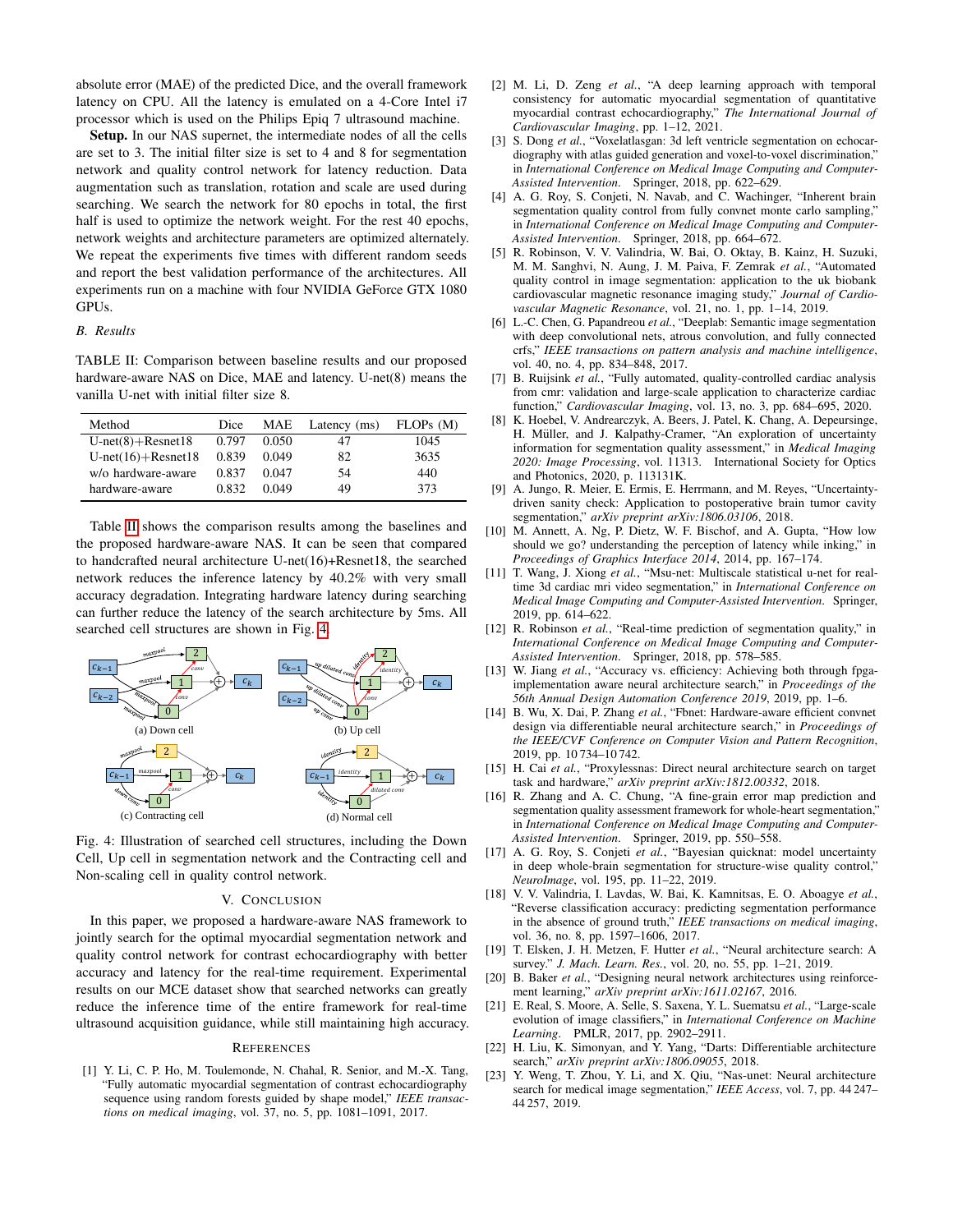absolute error (MAE) of the predicted Dice, and the overall framework latency on CPU. All the latency is emulated on a 4-Core Intel i7 processor which is used on the Philips Epiq 7 ultrasound machine.

**Setup.** In our NAS supernet, the intermediate nodes of all the cells are set to 3. The initial filter size is set to 4 and 8 for segmentation network and quality control network for latency reduction. Data augmentation such as translation, rotation and scale are used during searching. We search the network for 80 epochs in total, the first half is used to optimize the network weight. For the rest 40 epochs, network weights and architecture parameters are optimized alternately. We repeat the experiments five times with different random seeds and report the best validation performance of the architectures. All experiments run on a machine with four NVIDIA GeForce GTX 1080 GPUs.

### *B. Results*

TABLE II: Comparison between baseline results and our proposed hardware-aware NAS on Dice, MAE and latency. U-net(8) means the vanilla U-net with initial filter size 8.

| Method | Dice | MAE | Latency (ms) | FLOPs (M) |
|---|---|---|---|---|
| U-net(8)+Resnet18 | 0.797 | 0.050 | 47 | 1045 |
| U-net(16)+Resnet18 | 0.839 | 0.049 | 82 | 3635 |
| w/o hardware-aware | 0.837 | 0.047 | 54 | 440 |
| hardware-aware | 0.832 | 0.049 | 49 | 373 |

Table II shows the comparison results among the baselines and the proposed hardware-aware NAS. It can be seen that compared to handcrafted neural architecture U-net(16)+Resnet18, the searched network reduces the inference latency by 40.2% with very small accuracy degradation. Integrating hardware latency during searching can further reduce the latency of the search architecture by 5ms. All searched cell structures are shown in Fig. 4.

(a) Down cell

(b) Up cell

(c) Contracting cell

(d) Normal cell

Fig. 4: Illustration of searched cell structures, including the Down Cell, Up cell in segmentation network and the Contracting cell and Non-scaling cell in quality control network.

## V. Conclusion

In this paper, we proposed a hardware-aware NAS framework to jointly search for the optimal myocardial segmentation network and quality control network for contrast echocardiography with better accuracy and latency for the real-time requirement. Experimental results on our MCE dataset show that searched networks can greatly reduce the inference time of the entire framework for real-time ultrasound acquisition guidance, while still maintaining high accuracy.

## References

[1] Y. Li, C. P. Ho, M. Toulemonde, N. Chahal, R. Senior, and M.-X. Tang, "Fully automatic myocardial segmentation of contrast echocardiography sequence using random forests guided by shape model," *IEEE transactions on medical imaging*, vol. 37, no. 5, pp. 1081–1091, 2017.

[2] M. Li, D. Zeng *et al.*, "A deep learning approach with temporal consistency for automatic myocardial segmentation of quantitative myocardial contrast echocardiography," *The International Journal of Cardiovascular Imaging*, pp. 1–12, 2021.

[3] S. Dong *et al.*, "Voxelatlasgan: 3d left ventricle segmentation on echocardiography with atlas guided generation and voxel-to-voxel discrimination," in *International Conference on Medical Image Computing and Computer-Assisted Intervention*. Springer, 2018, pp. 622–629.

[4] A. G. Roy, S. Conjeti, N. Navab, and C. Wachinger, "Inherent brain segmentation quality control from fully convnet monte carlo sampling," in *International Conference on Medical Image Computing and Computer-Assisted Intervention*. Springer, 2018, pp. 664–672.

[5] R. Robinson, V. V. Valindria, W. Bai, O. Oktay, B. Kainz, H. Suzuki, M. M. Sanghvi, N. Aung, J. M. Paiva, F. Zemrak *et al.*, "Automated quality control in image segmentation: application to the uk biobank cardiovascular magnetic resonance imaging study," *Journal of Cardiovascular Magnetic Resonance*, vol. 21, no. 1, pp. 1–14, 2019.

[6] L.-C. Chen, G. Papandreou *et al.*, "Deeplab: Semantic image segmentation with deep convolutional nets, atrous convolution, and fully connected crfs," *IEEE transactions on pattern analysis and machine intelligence*, vol. 40, no. 4, pp. 834–848, 2017.

[7] B. Ruijsink *et al.*, "Fully automated, quality-controlled cardiac analysis from cmr: validation and large-scale application to characterize cardiac function," *Cardiovascular Imaging*, vol. 13, no. 3, pp. 684–695, 2020.

[8] K. Hoebel, V. Andrearczyk, A. Beers, J. Patel, K. Chang, A. Depeursinge, H. Müller, and J. Kalpathy-Cramer, "An exploration of uncertainty information for segmentation quality assessment," in *Medical Imaging 2020: Image Processing*, vol. 11313. International Society for Optics and Photonics, 2020, p. 113131K.

[9] A. Jungo, R. Meier, E. Ermis, E. Herrmann, and M. Reyes, "Uncertainty-driven sanity check: Application to postoperative brain tumor cavity segmentation," *arXiv preprint arXiv:1806.03106*, 2018.

[10] M. Annett, A. Ng, P. Dietz, W. F. Bischof, and A. Gupta, "How low should we go? understanding the perception of latency while inking," in *Proceedings of Graphics Interface 2014*, 2014, pp. 167–174.

[11] T. Wang, J. Xiong *et al.*, "Msu-net: Multiscale statistical u-net for real-time 3d cardiac mri video segmentation," in *International Conference on Medical Image Computing and Computer-Assisted Intervention*. Springer, 2019, pp. 614–622.

[12] R. Robinson *et al.*, "Real-time prediction of segmentation quality," in *International Conference on Medical Image Computing and Computer-Assisted Intervention*. Springer, 2018, pp. 578–585.

[13] W. Jiang *et al.*, "Accuracy vs. efficiency: Achieving both through fpga-implementation aware neural architecture search," in *Proceedings of the 56th Annual Design Automation Conference 2019*, 2019, pp. 1–6.

[14] B. Wu, X. Dai, P. Zhang *et al.*, "Fbnet: Hardware-aware efficient convnet design via differentiable neural architecture search," in *Proceedings of the IEEE/CVF Conference on Computer Vision and Pattern Recognition*, 2019, pp. 10 734–10 742.

[15] H. Cai *et al.*, "Proxylessnas: Direct neural architecture search on target task and hardware," *arXiv preprint arXiv:1812.00332*, 2018.

[16] R. Zhang and A. C. Chung, "A fine-grain error map prediction and segmentation quality assessment framework for whole-heart segmentation," in *International Conference on Medical Image Computing and Computer-Assisted Intervention*. Springer, 2019, pp. 550–558.

[17] A. G. Roy, S. Conjeti *et al.*, "Bayesian quicknat: model uncertainty in deep whole-brain segmentation for structure-wise quality control," *NeuroImage*, vol. 195, pp. 11–22, 2019.

[18] V. V. Valindria, I. Lavdas, W. Bai, K. Kamnitsas, E. O. Aboagye *et al.*, "Reverse classification accuracy: predicting segmentation performance in the absence of ground truth," *IEEE transactions on medical imaging*, vol. 36, no. 8, pp. 1597–1606, 2017.

[19] T. Elsken, J. H. Metzen, F. Hutter *et al.*, "Neural architecture search: A survey." *J. Mach. Learn. Res.*, vol. 20, no. 55, pp. 1–21, 2019.

[20] B. Baker *et al.*, "Designing neural network architectures using reinforcement learning," *arXiv preprint arXiv:1611.02167*, 2016.

[21] E. Real, S. Moore, A. Selle, S. Saxena, Y. L. Suematsu *et al.*, "Large-scale evolution of image classifiers," in *International Conference on Machine Learning*. PMLR, 2017, pp. 2902–2911.

[22] H. Liu, K. Simonyan, and Y. Yang, "Darts: Differentiable architecture search," *arXiv preprint arXiv:1806.09055*, 2018.

[23] Y. Weng, T. Zhou, Y. Li, and X. Qiu, "Nas-unet: Neural architecture search for medical image segmentation," *IEEE Access*, vol. 7, pp. 44 247–44 257, 2019.